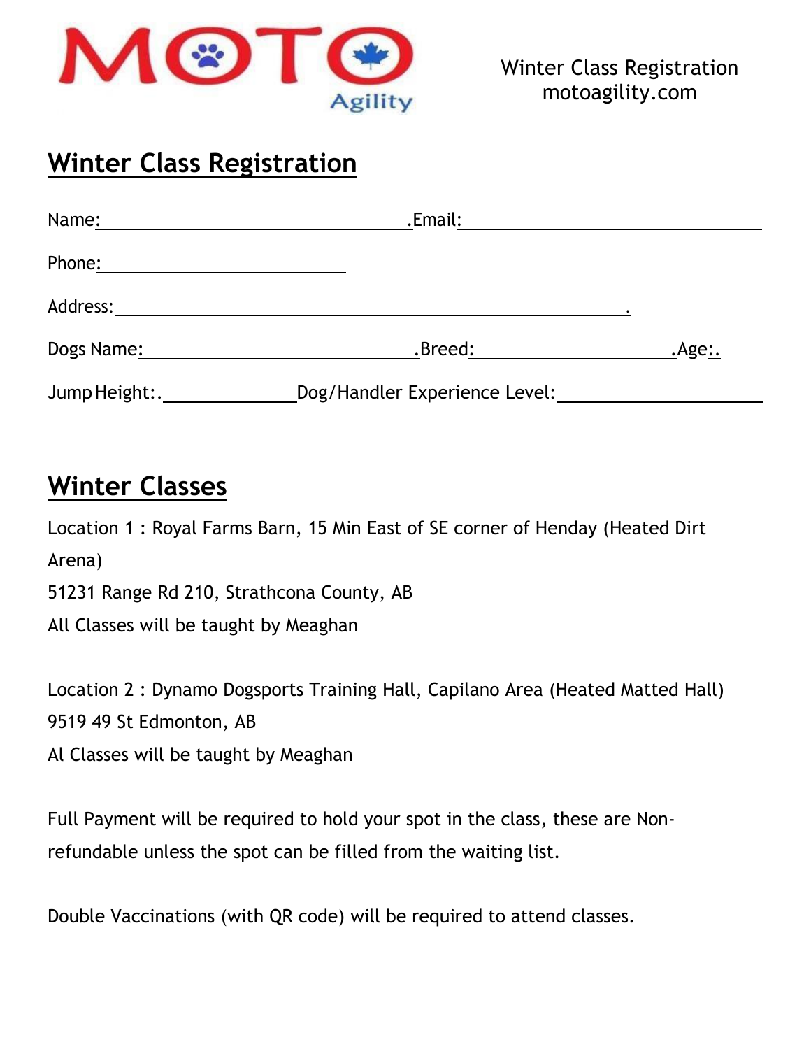MOTO Agility

Winter Class Registration
motoagility.com

## Winter Class Registration

Name:________________________________.Email:________________________________

Phone:__________________________

Address:______________________________________________________.

Dogs Name:_____________________________.Breed:____________________.Age:.

Jump Height:.______________Dog/Handler Experience Level:_____________________

## Winter Classes

Location 1 : Royal Farms Barn, 15 Min East of SE corner of Henday (Heated Dirt Arena)
51231 Range Rd 210, Strathcona County, AB
All Classes will be taught by Meaghan

Location 2 : Dynamo Dogsports Training Hall, Capilano Area (Heated Matted Hall)
9519 49 St Edmonton, AB
Al Classes will be taught by Meaghan

Full Payment will be required to hold your spot in the class, these are Non-refundable unless the spot can be filled from the waiting list.

Double Vaccinations (with QR code) will be required to attend classes.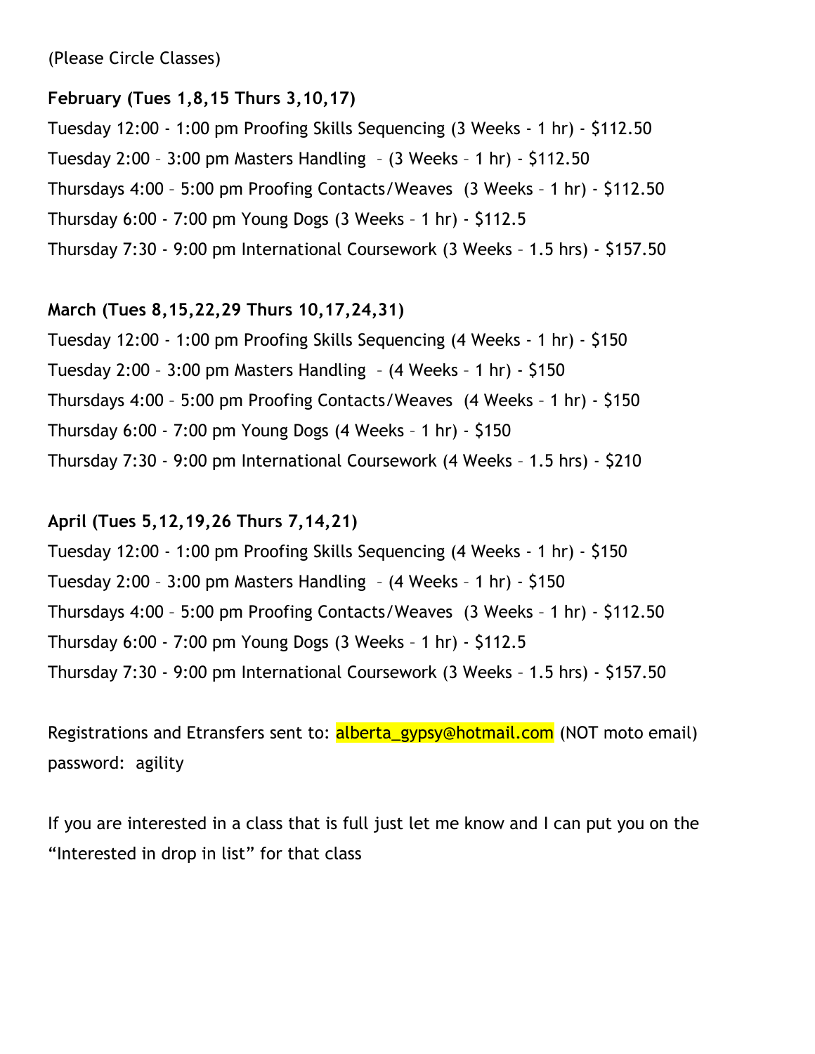(Please Circle Classes)

**February (Tues 1,8,15 Thurs 3,10,17)**

Tuesday 12:00 - 1:00 pm Proofing Skills Sequencing (3 Weeks - 1 hr) - $112.50

Tuesday 2:00 – 3:00 pm Masters Handling – (3 Weeks – 1 hr) - $112.50

Thursdays 4:00 – 5:00 pm Proofing Contacts/Weaves (3 Weeks – 1 hr) - $112.50

Thursday 6:00 - 7:00 pm Young Dogs (3 Weeks – 1 hr) - $112.5

Thursday 7:30 - 9:00 pm International Coursework (3 Weeks – 1.5 hrs) - $157.50

**March (Tues 8,15,22,29 Thurs 10,17,24,31)**

Tuesday 12:00 - 1:00 pm Proofing Skills Sequencing (4 Weeks - 1 hr) - $150

Tuesday 2:00 – 3:00 pm Masters Handling – (4 Weeks – 1 hr) - $150

Thursdays 4:00 – 5:00 pm Proofing Contacts/Weaves (4 Weeks – 1 hr) - $150

Thursday 6:00 - 7:00 pm Young Dogs (4 Weeks – 1 hr) - $150

Thursday 7:30 - 9:00 pm International Coursework (4 Weeks – 1.5 hrs) - $210

**April (Tues 5,12,19,26 Thurs 7,14,21)**

Tuesday 12:00 - 1:00 pm Proofing Skills Sequencing (4 Weeks - 1 hr) - $150

Tuesday 2:00 – 3:00 pm Masters Handling – (4 Weeks – 1 hr) - $150

Thursdays 4:00 – 5:00 pm Proofing Contacts/Weaves (3 Weeks – 1 hr) - $112.50

Thursday 6:00 - 7:00 pm Young Dogs (3 Weeks – 1 hr) - $112.5

Thursday 7:30 - 9:00 pm International Coursework (3 Weeks – 1.5 hrs) - $157.50

Registrations and Etransfers sent to: alberta_gypsy@hotmail.com (NOT moto email)
password: agility

If you are interested in a class that is full just let me know and I can put you on the "Interested in drop in list" for that class